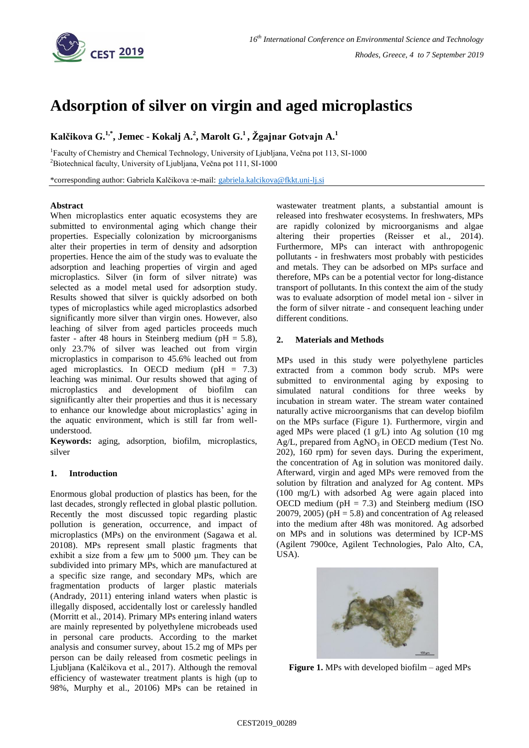# Adsorption of silver on virgin and aged microplastics

**Kalčikova G.[1,*], Jemec - Kokalj A.[2], Marolt G.[1], Žgajnar Gotvajn A.[1]**

[1]Faculty of Chemistry and Chemical Technology, University of Ljubljana, Večna pot 113, SI-1000

[2]Biotechnical faculty, University of Ljubljana, Večna pot 111, SI-1000

*corresponding author: Gabriela Kalčikova :e-mail: gabriela.kalcikova@fkkt.uni-lj.si

### Abstract

When microplastics enter aquatic ecosystems they are submitted to environmental aging which change their properties. Especially colonization by microorganisms alter their properties in term of density and adsorption properties. Hence the aim of the study was to evaluate the adsorption and leaching properties of virgin and aged microplastics. Silver (in form of silver nitrate) was selected as a model metal used for adsorption study. Results showed that silver is quickly adsorbed on both types of microplastics while aged microplastics adsorbed significantly more silver than virgin ones. However, also leaching of silver from aged particles proceeds much faster - after 48 hours in Steinberg medium (pH = 5.8), only 23.7% of silver was leached out from virgin microplastics in comparison to 45.6% leached out from aged microplastics. In OECD medium (pH = 7.3) leaching was minimal. Our results showed that aging of microplastics and development of biofilm can significantly alter their properties and thus it is necessary to enhance our knowledge about microplastics' aging in the aquatic environment, which is still far from well-understood.

**Keywords:** aging, adsorption, biofilm, microplastics, silver

## 1. Introduction

Enormous global production of plastics has been, for the last decades, strongly reflected in global plastic pollution. Recently the most discussed topic regarding plastic pollution is generation, occurrence, and impact of microplastics (MPs) on the environment (Sagawa et al. 20108). MPs represent small plastic fragments that exhibit a size from a few µm to 5000 µm. They can be subdivided into primary MPs, which are manufactured at a specific size range, and secondary MPs, which are fragmentation products of larger plastic materials (Andrady, 2011) entering inland waters when plastic is illegally disposed, accidentally lost or carelessly handled (Morritt et al., 2014). Primary MPs entering inland waters are mainly represented by polyethylene microbeads used in personal care products. According to the market analysis and consumer survey, about 15.2 mg of MPs per person can be daily released from cosmetic peelings in Ljubljana (Kalčikova et al., 2017). Although the removal efficiency of wastewater treatment plants is high (up to 98%, Murphy et al., 20106) MPs can be retained in wastewater treatment plants, a substantial amount is released into freshwater ecosystems. In freshwaters, MPs are rapidly colonized by microorganisms and algae altering their properties (Reisser et al., 2014). Furthermore, MPs can interact with anthropogenic pollutants - in freshwaters most probably with pesticides and metals. They can be adsorbed on MPs surface and therefore, MPs can be a potential vector for long-distance transport of pollutants. In this context the aim of the study was to evaluate adsorption of model metal ion - silver in the form of silver nitrate - and consequent leaching under different conditions.

## 2. Materials and Methods

MPs used in this study were polyethylene particles extracted from a common body scrub. MPs were submitted to environmental aging by exposing to simulated natural conditions for three weeks by incubation in stream water. The stream water contained naturally active microorganisms that can develop biofilm on the MPs surface (Figure 1). Furthermore, virgin and aged MPs were placed (1 g/L) into Ag solution (10 mg Ag/L, prepared from $AgNO_3$ in OECD medium (Test No. 202), 160 rpm) for seven days. During the experiment, the concentration of Ag in solution was monitored daily. Afterward, virgin and aged MPs were removed from the solution by filtration and analyzed for Ag content. MPs (100 mg/L) with adsorbed Ag were again placed into OECD medium (pH = 7.3) and Steinberg medium (ISO 20079, 2005) (pH = 5.8) and concentration of Ag released into the medium after 48h was monitored. Ag adsorbed on MPs and in solutions was determined by ICP-MS (Agilent 7900ce, Agilent Technologies, Palo Alto, CA, USA).

**Figure 1.** MPs with developed biofilm – aged MPs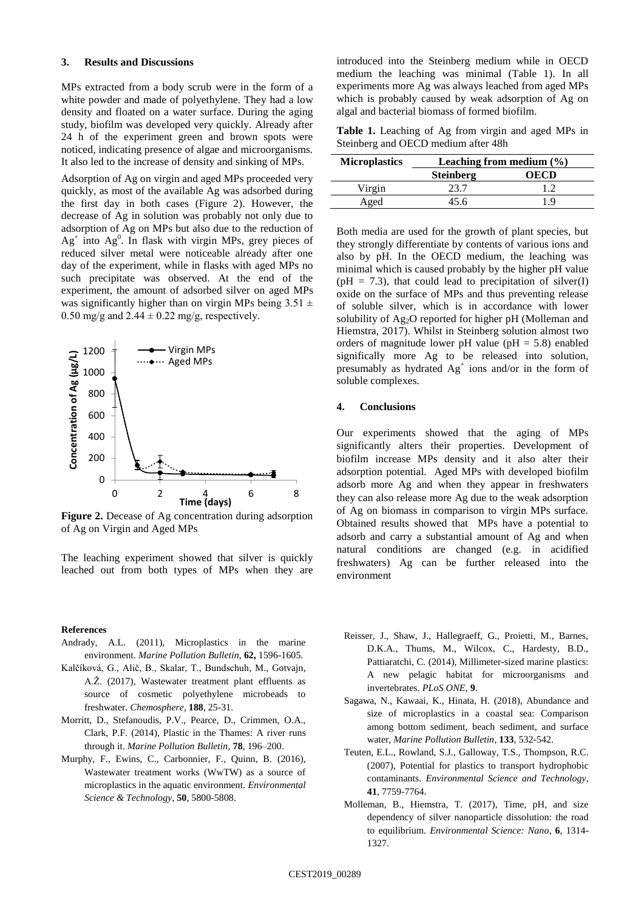## 3. Results and Discussions

MPs extracted from a body scrub were in the form of a white powder and made of polyethylene. They had a low density and floated on a water surface. During the aging study, biofilm was developed very quickly. Already after 24 h of the experiment green and brown spots were noticed, indicating presence of algae and microorganisms. It also led to the increase of density and sinking of MPs.

Adsorption of Ag on virgin and aged MPs proceeded very quickly, as most of the available Ag was adsorbed during the first day in both cases (Figure 2). However, the decrease of Ag in solution was probably not only due to adsorption of Ag on MPs but also due to the reduction of $Ag^+$ into $Ag^0$. In flask with virgin MPs, grey pieces of reduced silver metal were noticeable already after one day of the experiment, while in flasks with aged MPs no such precipitate was observed. At the end of the experiment, the amount of adsorbed silver on aged MPs was significantly higher than on virgin MPs being $3.51 \pm 0.50$ mg/g and $2.44 \pm 0.22$ mg/g, respectively.

Concentration of Ag (µg/L)
1200
1000
800
600
400
200
0
0 2 4 6 8
Time (days)
Virgin MPs
Aged MPs

**Figure 2.** Decease of Ag concentration during adsorption of Ag on Virgin and Aged MPs

The leaching experiment showed that silver is quickly leached out from both types of MPs when they are introduced into the Steinberg medium while in OECD medium the leaching was minimal (Table 1). In all experiments more Ag was always leached from aged MPs which is probably caused by weak adsorption of Ag on algal and bacterial biomass of formed biofilm.

**Table 1.** Leaching of Ag from virgin and aged MPs in Steinberg and OECD medium after 48h

| Microplastics | Leaching from medium (%) | |
| --- | --- | --- |
| | **Steinberg** | **OECD** |
| Virgin | 23.7 | 1.2 |
| Aged | 45.6 | 1.9 |

Both media are used for the growth of plant species, but they strongly differentiate by contents of various ions and also by pH. In the OECD medium, the leaching was minimal which is caused probably by the higher pH value (pH = 7.3), that could lead to precipitation of silver(I) oxide on the surface of MPs and thus preventing release of soluble silver, which is in accordance with lower solubility of $Ag_2O$ reported for higher pH (Molleman and Hiemstra, 2017). Whilst in Steinberg solution almost two orders of magnitude lower pH value (pH = 5.8) enabled significantly more Ag to be released into solution, presumably as hydrated $Ag^+$ ions and/or in the form of soluble complexes.

## 4. Conclusions

Our experiments showed that the aging of MPs significantly alters their properties. Development of biofilm increase MPs density and it also alter their adsorption potential. Aged MPs with developed biofilm adsorb more Ag and when they appear in freshwaters they can also release more Ag due to the weak adsorption of Ag on biomass in comparison to virgin MPs surface. Obtained results showed that MPs have a potential to adsorb and carry a substantial amount of Ag and when natural conditions are changed (e.g. in acidified freshwaters) Ag can be further released into the environment

### References

Andrady, A.L. (2011), Microplastics in the marine environment. *Marine Pollution Bulletin*, **62,** 1596-1605.

Kalčíková, G., Alič, B., Skalar, T., Bundschuh, M., Gotvajn, A.Ž. (2017), Wastewater treatment plant effluents as source of cosmetic polyethylene microbeads to freshwater. *Chemosphere*, **188**, 25-31.

Morritt, D., Stefanoudis, P.V., Pearce, D., Crimmen, O.A., Clark, P.F. (2014), Plastic in the Thames: A river runs through it. *Marine Pollution Bulletin*, **78**, 196–200.

Murphy, F., Ewins, C., Carbonnier, F., Quinn, B. (2016), Wastewater treatment works (WwTW) as a source of microplastics in the aquatic environment. *Environmental Science & Technology*, **50**, 5800-5808.

Reisser, J., Shaw, J., Hallegraeff, G., Proietti, M., Barnes, D.K.A., Thums, M., Wilcox, C., Hardesty, B.D., Pattiaratchi, C. (2014), Millimeter-sized marine plastics: A new pelagic habitat for microorganisms and invertebrates. *PLoS ONE*, **9**.

Sagawa, N., Kawaai, K., Hinata, H. (2018), Abundance and size of microplastics in a coastal sea: Comparison among bottom sediment, beach sediment, and surface water, *Marine Pollution Bulletin*, **133**, 532-542.

Teuten, E.L., Rowland, S.J., Galloway, T.S., Thompson, R.C. (2007), Potential for plastics to transport hydrophobic contaminants. *Environmental Science and Technology*, **41**, 7759-7764.

Molleman, B., Hiemstra, T. (2017), Time, pH, and size dependency of silver nanoparticle dissolution: the road to equilibrium. *Environmental Science: Nano*, **6**, 1314-1327.